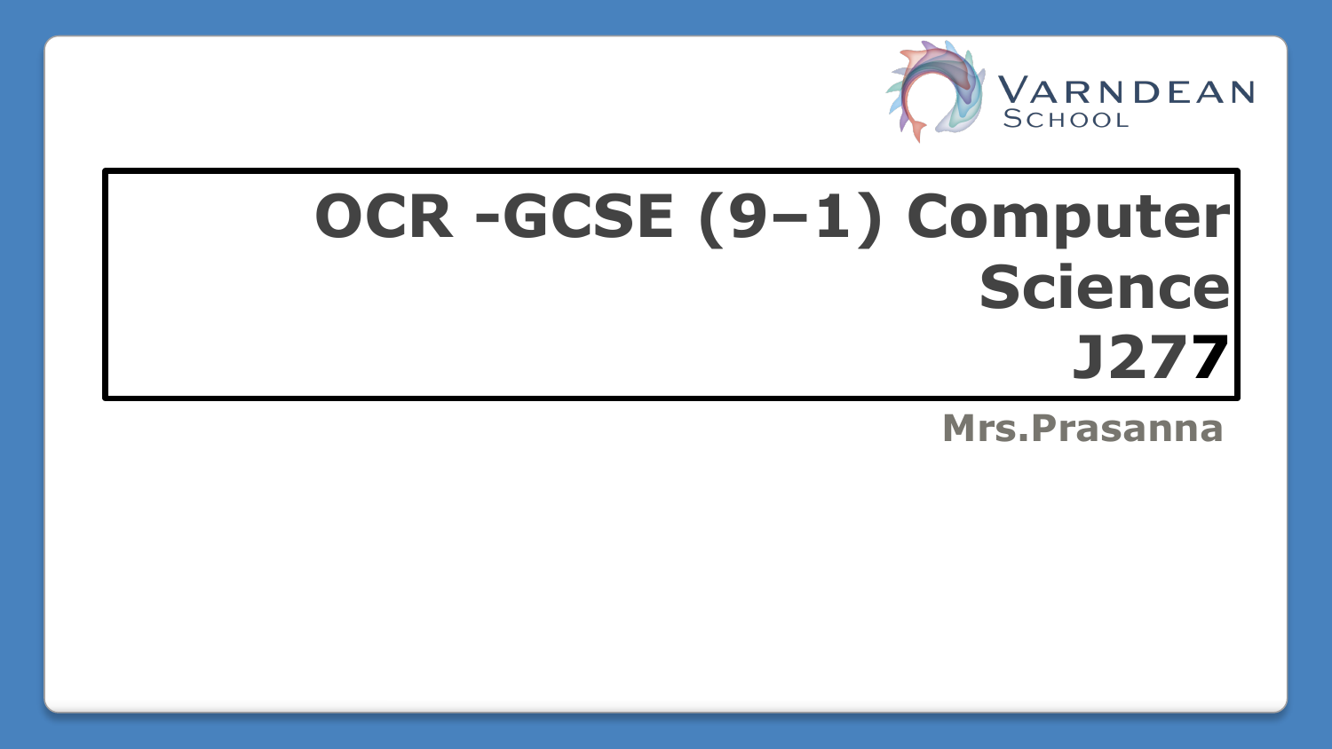Varndean School

# OCR -GCSE (9–1) Computer Science J277

**Mrs.Prasanna**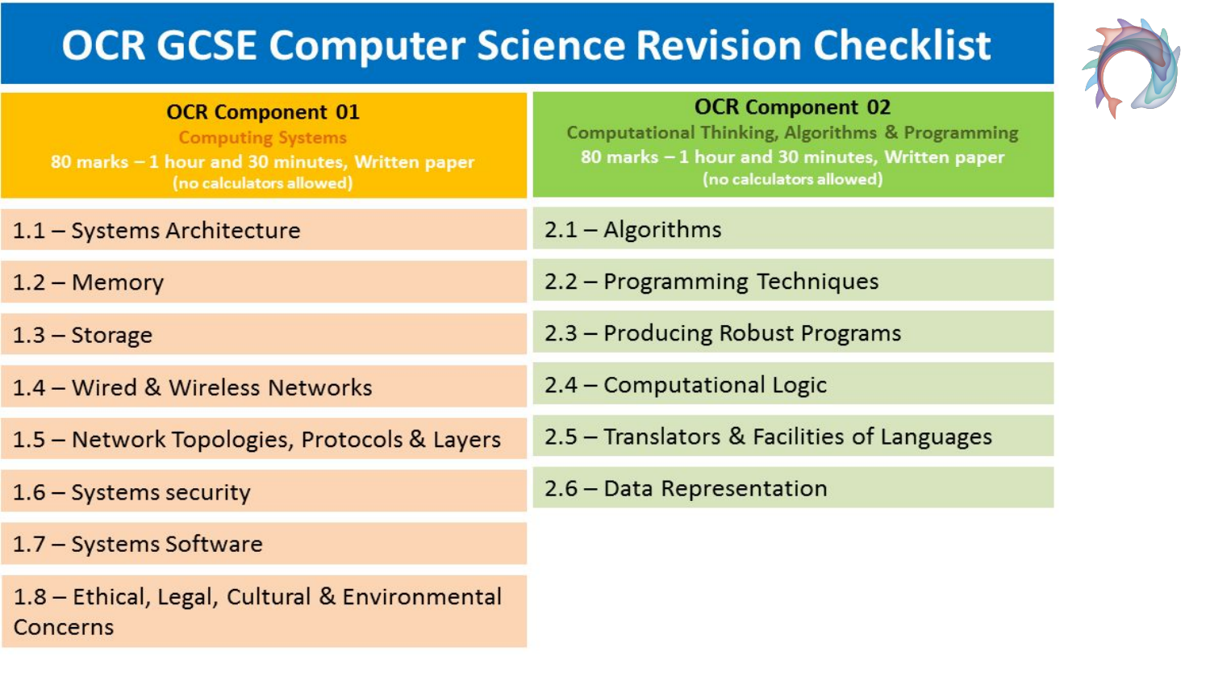# OCR GCSE Computer Science Revision Checklist

| OCR Component 01<br>Computing Systems<br>80 marks – 1 hour and 30 minutes, Written paper<br>(no calculators allowed) | OCR Component 02<br>Computational Thinking, Algorithms & Programming<br>80 marks – 1 hour and 30 minutes, Written paper<br>(no calculators allowed) |
| --- | --- |
| 1.1 – Systems Architecture | 2.1 – Algorithms |
| 1.2 – Memory | 2.2 – Programming Techniques |
| 1.3 – Storage | 2.3 – Producing Robust Programs |
| 1.4 – Wired & Wireless Networks | 2.4 – Computational Logic |
| 1.5 – Network Topologies, Protocols & Layers | 2.5 – Translators & Facilities of Languages |
| 1.6 – Systems security | 2.6 – Data Representation |
| 1.7 – Systems Software | |
| 1.8 – Ethical, Legal, Cultural & Environmental Concerns | |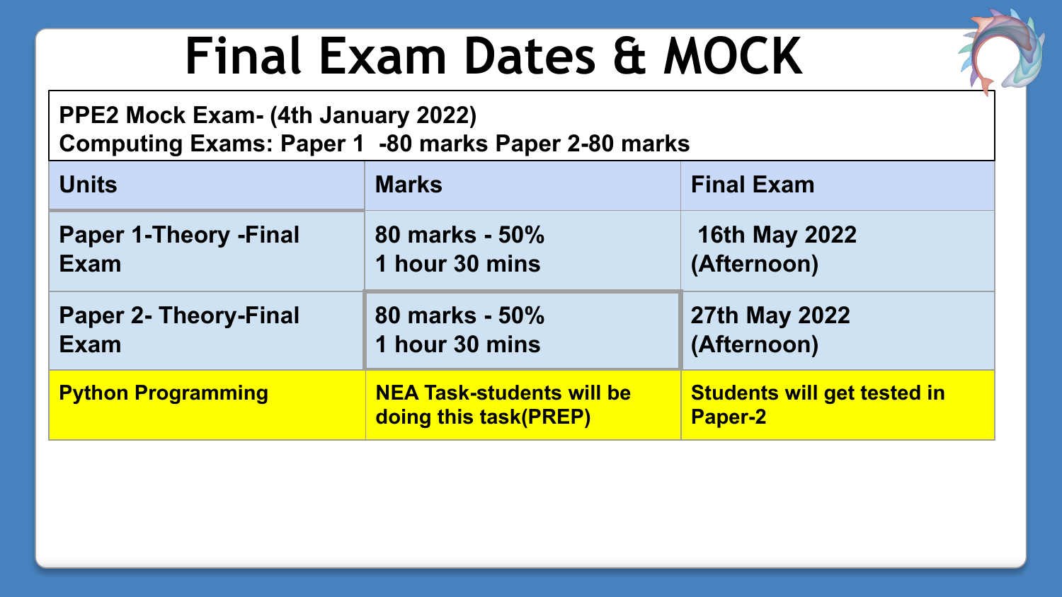# Final Exam Dates & MOCK

**PPE2 Mock Exam- (4th January 2022)**
**Computing Exams: Paper 1 -80 marks Paper 2-80 marks**

| Units | Marks | Final Exam |
| --- | --- | --- |
| Paper 1-Theory -Final Exam | 80 marks - 50%<br>1 hour 30 mins | 16th May 2022<br>(Afternoon) |
| Paper 2- Theory-Final Exam | 80 marks - 50%<br>1 hour 30 mins | 27th May 2022<br>(Afternoon) |
| Python Programming | NEA Task-students will be doing this task(PREP) | Students will get tested in Paper-2 |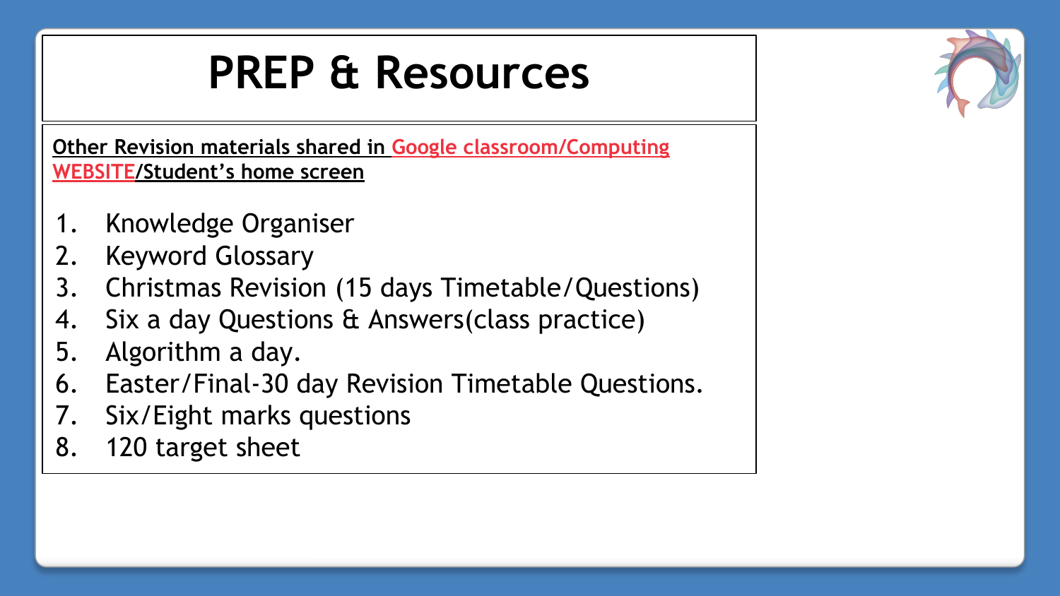# PREP & Resources

**Other Revision materials shared in Google classroom/Computing WEBSITE/Student's home screen**

1. Knowledge Organiser
2. Keyword Glossary
3. Christmas Revision (15 days Timetable/Questions)
4. Six a day Questions & Answers(class practice)
5. Algorithm a day.
6. Easter/Final-30 day Revision Timetable Questions.
7. Six/Eight marks questions
8. 120 target sheet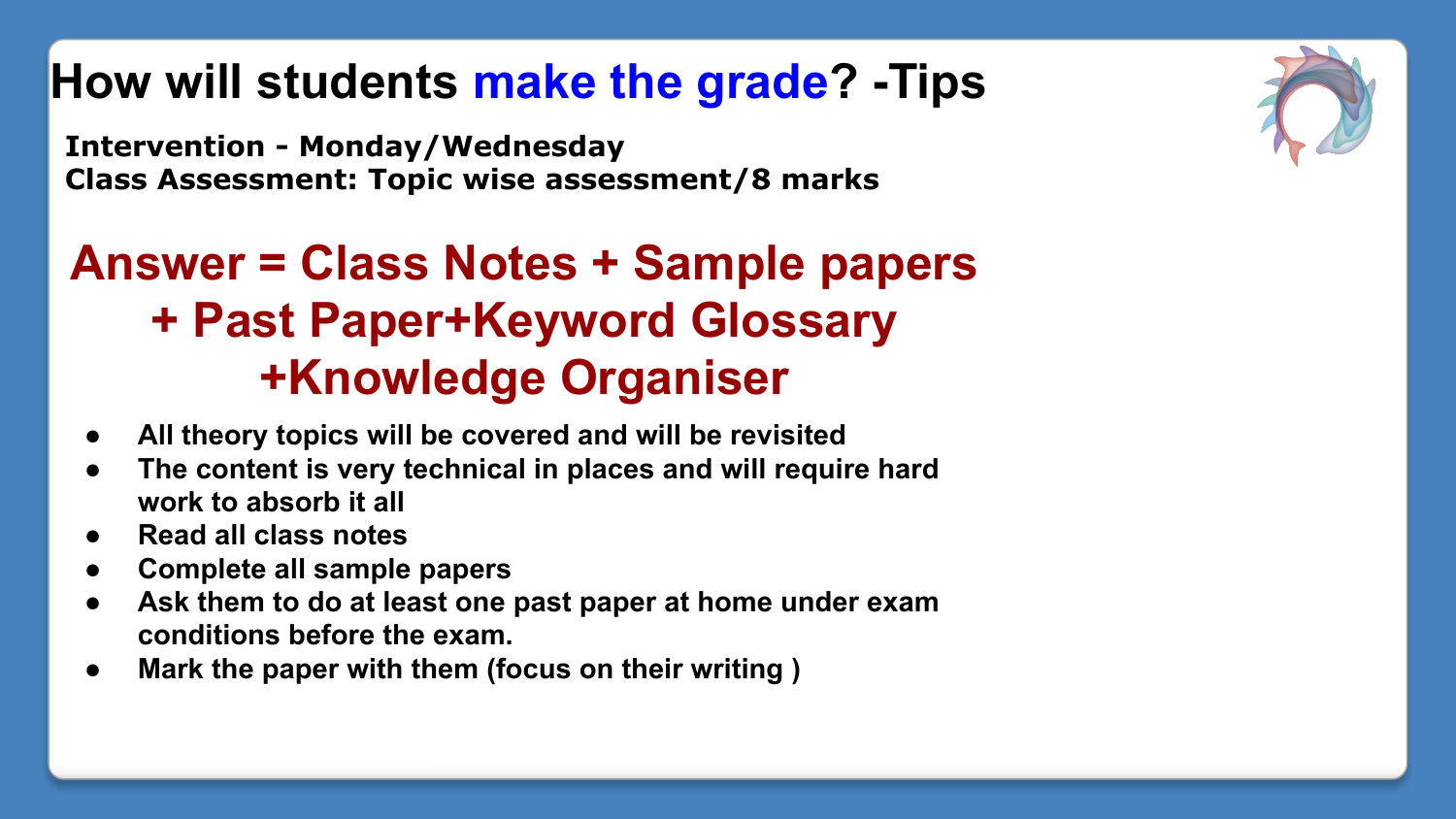# How will students make the grade? -Tips

**Intervention - Monday/Wednesday**
**Class Assessment: Topic wise assessment/8 marks**

## Answer = Class Notes + Sample papers + Past Paper+Keyword Glossary +Knowledge Organiser

- **All theory topics will be covered and will be revisited**
- **The content is very technical in places and will require hard work to absorb it all**
- **Read all class notes**
- **Complete all sample papers**
- **Ask them to do at least one past paper at home under exam conditions before the exam.**
- **Mark the paper with them (focus on their writing )**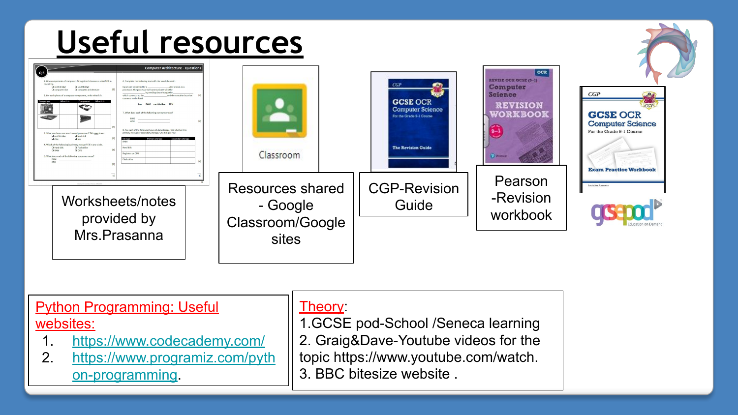# Useful resources

Worksheets/notes provided by Mrs.Prasanna

Resources shared - Google Classroom/Google sites

CGP-Revision Guide

Pearson -Revision workbook

Python Programming: Useful websites:

1. https://www.codecademy.com/
2. https://www.programiz.com/python-programming.

Theory:
1.GCSE pod-School /Seneca learning
2. Graig&Dave-Youtube videos for the topic https://www.youtube.com/watch.
3. BBC bitesize website .